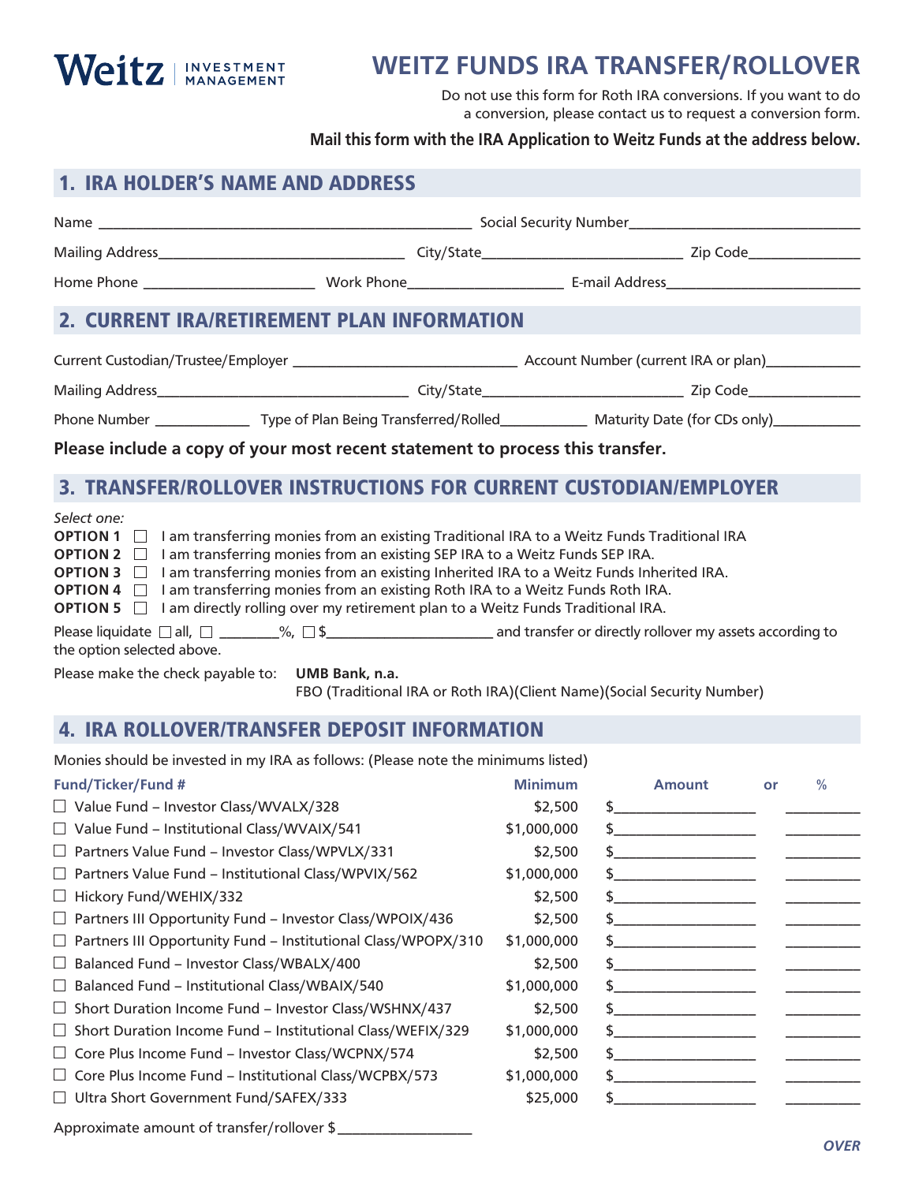Weitz | INVESTMENT MANAGEMENT

# WEITZ FUNDS IRA TRANSFER/ROLLOVER

Do not use this form for Roth IRA conversions. If you want to do a conversion, please contact us to request a conversion form.

**Mail this form with the IRA Application to Weitz Funds at the address below.**

## 1. IRA HOLDER'S NAME AND ADDRESS

Name ________________________________________________ Social Security Number______________________________

Mailing Address________________________________ City/State__________________________ Zip Code_______________

Home Phone ______________________ Work Phone____________________ E-mail Address_________________________

## 2. CURRENT IRA/RETIREMENT PLAN INFORMATION

Current Custodian/Trustee/Employer _____________________________ Account Number (current IRA or plan)____________

Mailing Address_________________________________ City/State__________________________ Zip Code_______________

Phone Number _____________ Type of Plan Being Transferred/Rolled___________ Maturity Date (for CDs only)___________

**Please include a copy of your most recent statement to process this transfer.**

## 3. TRANSFER/ROLLOVER INSTRUCTIONS FOR CURRENT CUSTODIAN/EMPLOYER

*Select one:*

**OPTION 1** ☐ I am transferring monies from an existing Traditional IRA to a Weitz Funds Traditional IRA

**OPTION 2** ☐ I am transferring monies from an existing SEP IRA to a Weitz Funds SEP IRA.

**OPTION 3** ☐ I am transferring monies from an existing Inherited IRA to a Weitz Funds Inherited IRA.

**OPTION 4** ☐ I am transferring monies from an existing Roth IRA to a Weitz Funds Roth IRA.

**OPTION 5** ☐ I am directly rolling over my retirement plan to a Weitz Funds Traditional IRA.

Please liquidate ☐ all, ☐ ________%, ☐ $______________________ and transfer or directly rollover my assets according to the option selected above.

Please make the check payable to: **UMB Bank, n.a.**
FBO (Traditional IRA or Roth IRA)(Client Name)(Social Security Number)

## 4. IRA ROLLOVER/TRANSFER DEPOSIT INFORMATION

Monies should be invested in my IRA as follows: (Please note the minimums listed)

| Fund/Ticker/Fund # | Minimum | Amount | or | % |
|---|---|---|---|---|
| ☐ Value Fund – Investor Class/WVALX/328 | $2,500 | $__________________ | | __________ |
| ☐ Value Fund – Institutional Class/WVAIX/541 | $1,000,000 | $__________________ | | __________ |
| ☐ Partners Value Fund – Investor Class/WPVLX/331 | $2,500 | $__________________ | | __________ |
| ☐ Partners Value Fund – Institutional Class/WPVIX/562 | $1,000,000 | $__________________ | | __________ |
| ☐ Hickory Fund/WEHIX/332 | $2,500 | $__________________ | | __________ |
| ☐ Partners III Opportunity Fund – Investor Class/WPOIX/436 | $2,500 | $__________________ | | __________ |
| ☐ Partners III Opportunity Fund – Institutional Class/WPOPX/310 | $1,000,000 | $__________________ | | __________ |
| ☐ Balanced Fund – Investor Class/WBALX/400 | $2,500 | $__________________ | | __________ |
| ☐ Balanced Fund – Institutional Class/WBAIX/540 | $1,000,000 | $__________________ | | __________ |
| ☐ Short Duration Income Fund – Investor Class/WSHNX/437 | $2,500 | $__________________ | | __________ |
| ☐ Short Duration Income Fund – Institutional Class/WEFIX/329 | $1,000,000 | $__________________ | | __________ |
| ☐ Core Plus Income Fund – Investor Class/WCPNX/574 | $2,500 | $__________________ | | __________ |
| ☐ Core Plus Income Fund – Institutional Class/WCPBX/573 | $1,000,000 | $__________________ | | __________ |
| ☐ Ultra Short Government Fund/SAFEX/333 | $25,000 | $__________________ | | __________ |

Approximate amount of transfer/rollover $_________________

*OVER*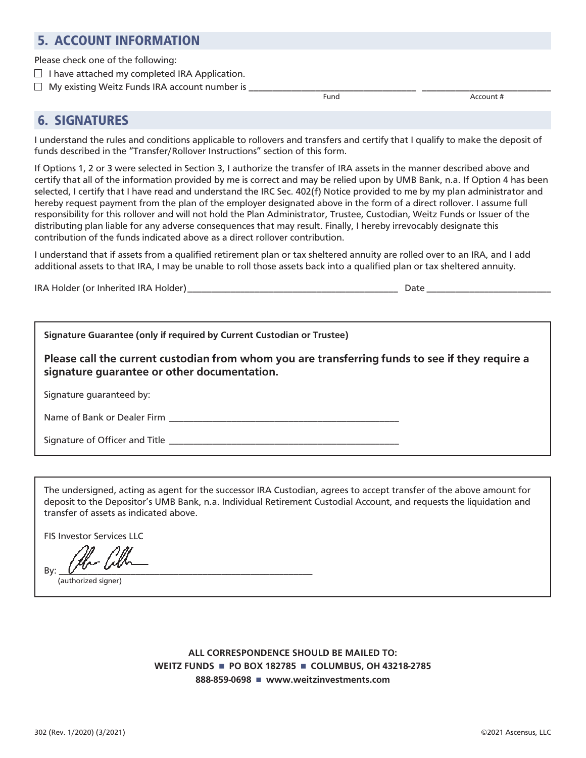## 5. ACCOUNT INFORMATION

Please check one of the following:

- ☐ I have attached my completed IRA Application.
- ☐ My existing Weitz Funds IRA account number is ______________________ ______________________

  Fund Account #

## 6. SIGNATURES

I understand the rules and conditions applicable to rollovers and transfers and certify that I qualify to make the deposit of funds described in the "Transfer/Rollover Instructions" section of this form.

If Options 1, 2 or 3 were selected in Section 3, I authorize the transfer of IRA assets in the manner described above and certify that all of the information provided by me is correct and may be relied upon by UMB Bank, n.a. If Option 4 has been selected, I certify that I have read and understand the IRC Sec. 402(f) Notice provided to me by my plan administrator and hereby request payment from the plan of the employer designated above in the form of a direct rollover. I assume full responsibility for this rollover and will not hold the Plan Administrator, Trustee, Custodian, Weitz Funds or Issuer of the distributing plan liable for any adverse consequences that may result. Finally, I hereby irrevocably designate this contribution of the funds indicated above as a direct rollover contribution.

I understand that if assets from a qualified retirement plan or tax sheltered annuity are rolled over to an IRA, and I add additional assets to that IRA, I may be unable to roll those assets back into a qualified plan or tax sheltered annuity.

IRA Holder (or Inherited IRA Holder) ______________________________ Date ______________________

---

**Signature Guarantee (only if required by Current Custodian or Trustee)**

**Please call the current custodian from whom you are transferring funds to see if they require a signature guarantee or other documentation.**

Signature guaranteed by:

Name of Bank or Dealer Firm ______________________________

Signature of Officer and Title ______________________________

---

The undersigned, acting as agent for the successor IRA Custodian, agrees to accept transfer of the above amount for deposit to the Depositor's UMB Bank, n.a. Individual Retirement Custodial Account, and requests the liquidation and transfer of assets as indicated above.

FIS Investor Services LLC

By: ______________________________
(authorized signer)

---

**ALL CORRESPONDENCE SHOULD BE MAILED TO:**
**WEITZ FUNDS ■ PO BOX 182785 ■ COLUMBUS, OH 43218-2785**
**888-859-0698 ■ www.weitzinvestments.com**

302 (Rev. 1/2020) (3/2021) ©2021 Ascensus, LLC